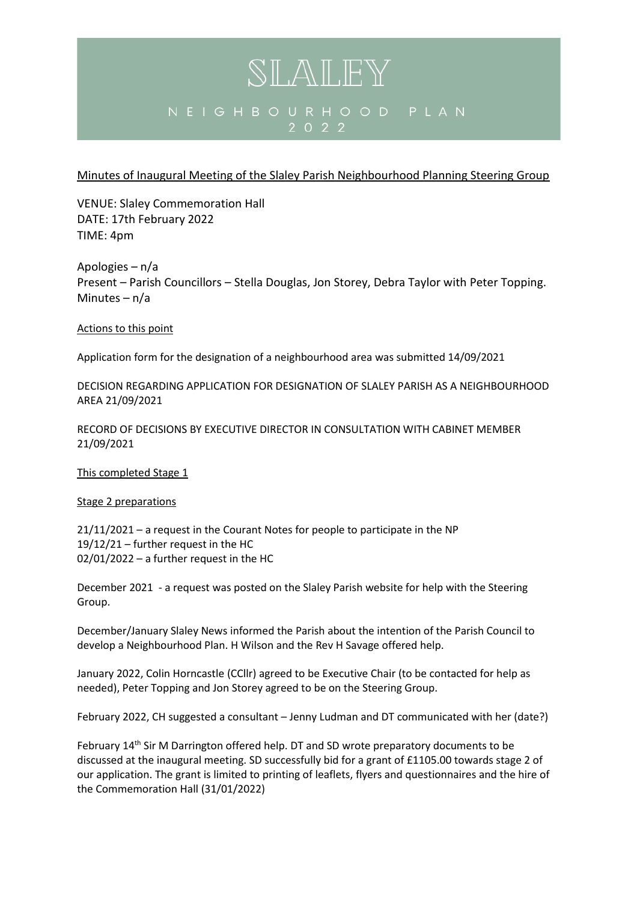# SLALEY

## NEIGHBOURHOOD PLAN 2022

Minutes of Inaugural Meeting of the Slaley Parish Neighbourhood Planning Steering Group

VENUE: Slaley Commemoration Hall
DATE: 17th February 2022
TIME: 4pm

Apologies – n/a
Present – Parish Councillors – Stella Douglas, Jon Storey, Debra Taylor with Peter Topping.
Minutes – n/a

Actions to this point

Application form for the designation of a neighbourhood area was submitted 14/09/2021

DECISION REGARDING APPLICATION FOR DESIGNATION OF SLALEY PARISH AS A NEIGHBOURHOOD AREA 21/09/2021

RECORD OF DECISIONS BY EXECUTIVE DIRECTOR IN CONSULTATION WITH CABINET MEMBER 21/09/2021

This completed Stage 1

Stage 2 preparations

21/11/2021 – a request in the Courant Notes for people to participate in the NP
19/12/21 – further request in the HC
02/01/2022 – a further request in the HC

December 2021 - a request was posted on the Slaley Parish website for help with the Steering Group.

December/January Slaley News informed the Parish about the intention of the Parish Council to develop a Neighbourhood Plan. H Wilson and the Rev H Savage offered help.

January 2022, Colin Horncastle (CCllr) agreed to be Executive Chair (to be contacted for help as needed), Peter Topping and Jon Storey agreed to be on the Steering Group.

February 2022, CH suggested a consultant – Jenny Ludman and DT communicated with her (date?)

February 14th Sir M Darrington offered help. DT and SD wrote preparatory documents to be discussed at the inaugural meeting. SD successfully bid for a grant of £1105.00 towards stage 2 of our application. The grant is limited to printing of leaflets, flyers and questionnaires and the hire of the Commemoration Hall (31/01/2022)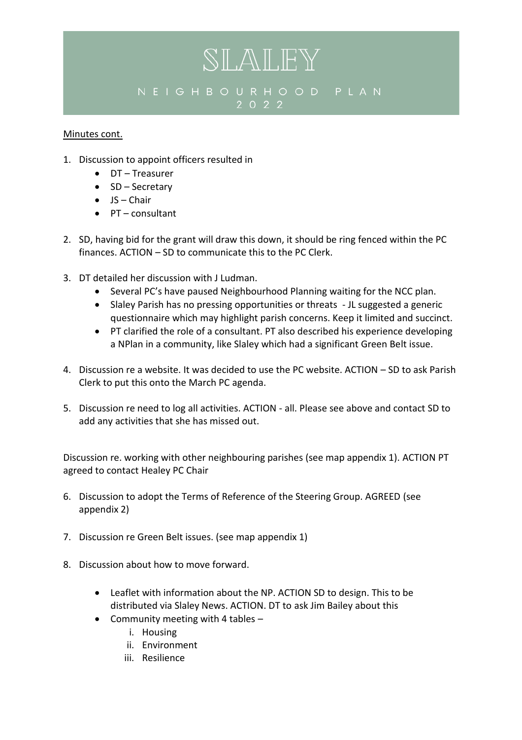# SLALEY

NEIGHBOURHOOD PLAN 2022

Minutes cont.

1. Discussion to appoint officers resulted in
   - DT – Treasurer
   - SD – Secretary
   - JS – Chair
   - PT – consultant

2. SD, having bid for the grant will draw this down, it should be ring fenced within the PC finances. ACTION – SD to communicate this to the PC Clerk.

3. DT detailed her discussion with J Ludman.
   - Several PC's have paused Neighbourhood Planning waiting for the NCC plan.
   - Slaley Parish has no pressing opportunities or threats - JL suggested a generic questionnaire which may highlight parish concerns. Keep it limited and succinct.
   - PT clarified the role of a consultant. PT also described his experience developing a NPlan in a community, like Slaley which had a significant Green Belt issue.

4. Discussion re a website. It was decided to use the PC website. ACTION – SD to ask Parish Clerk to put this onto the March PC agenda.

5. Discussion re need to log all activities. ACTION - all. Please see above and contact SD to add any activities that she has missed out.

Discussion re. working with other neighbouring parishes (see map appendix 1). ACTION PT agreed to contact Healey PC Chair

6. Discussion to adopt the Terms of Reference of the Steering Group. AGREED (see appendix 2)

7. Discussion re Green Belt issues. (see map appendix 1)

8. Discussion about how to move forward.

   - Leaflet with information about the NP. ACTION SD to design. This to be distributed via Slaley News. ACTION. DT to ask Jim Bailey about this
   - Community meeting with 4 tables –
     i. Housing
     ii. Environment
     iii. Resilience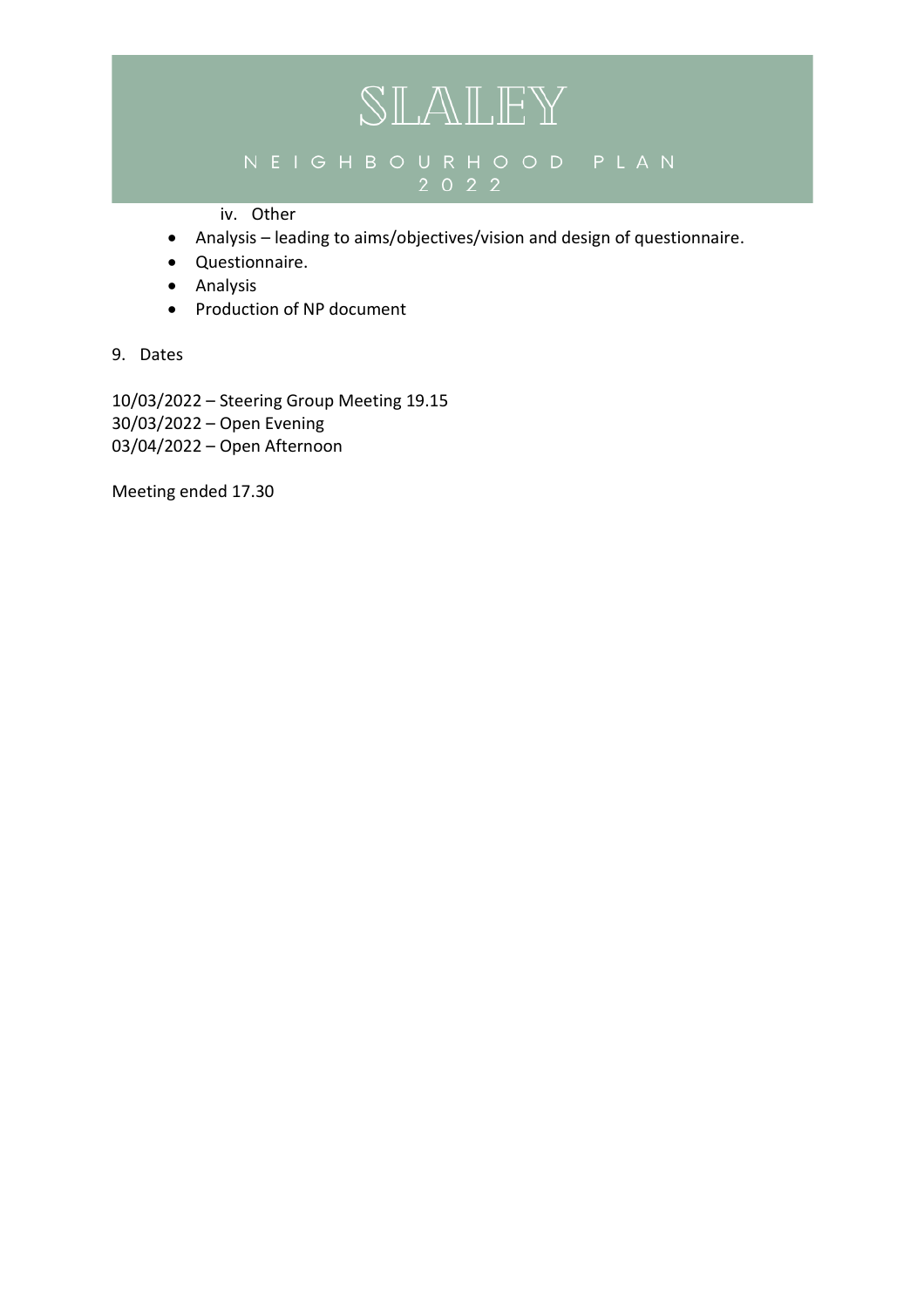iv. Other

- Analysis – leading to aims/objectives/vision and design of questionnaire.
- Questionnaire.
- Analysis
- Production of NP document

9. Dates

10/03/2022 – Steering Group Meeting 19.15
30/03/2022 – Open Evening
03/04/2022 – Open Afternoon

Meeting ended 17.30